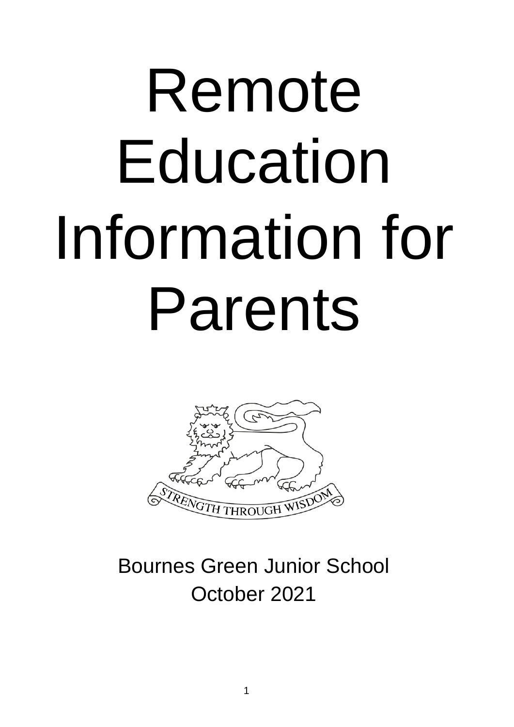# Remote Education Information for Parents

STRENGTH THROUGH WISDOM

Bournes Green Junior School

October 2021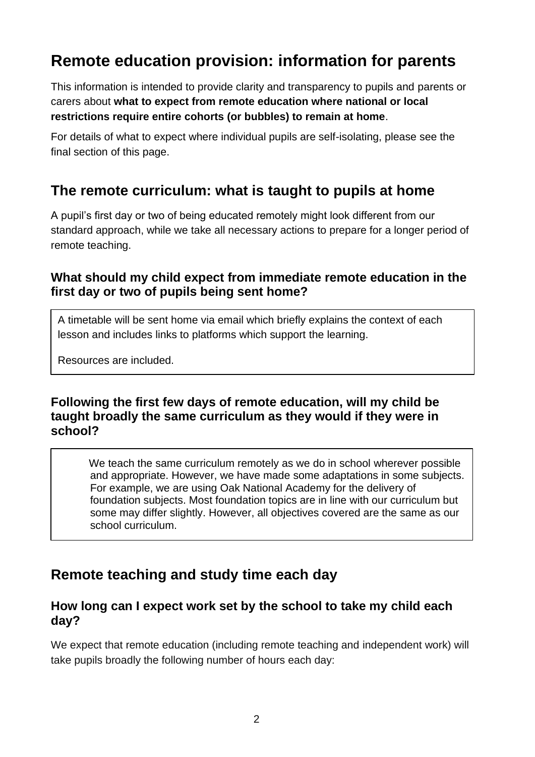# Remote education provision: information for parents

This information is intended to provide clarity and transparency to pupils and parents or carers about **what to expect from remote education where national or local restrictions require entire cohorts (or bubbles) to remain at home**.

For details of what to expect where individual pupils are self-isolating, please see the final section of this page.

## The remote curriculum: what is taught to pupils at home

A pupil's first day or two of being educated remotely might look different from our standard approach, while we take all necessary actions to prepare for a longer period of remote teaching.

### What should my child expect from immediate remote education in the first day or two of pupils being sent home?

A timetable will be sent home via email which briefly explains the context of each lesson and includes links to platforms which support the learning.

Resources are included.

### Following the first few days of remote education, will my child be taught broadly the same curriculum as they would if they were in school?

We teach the same curriculum remotely as we do in school wherever possible and appropriate. However, we have made some adaptations in some subjects. For example, we are using Oak National Academy for the delivery of foundation subjects. Most foundation topics are in line with our curriculum but some may differ slightly. However, all objectives covered are the same as our school curriculum.

## Remote teaching and study time each day

### How long can I expect work set by the school to take my child each day?

We expect that remote education (including remote teaching and independent work) will take pupils broadly the following number of hours each day: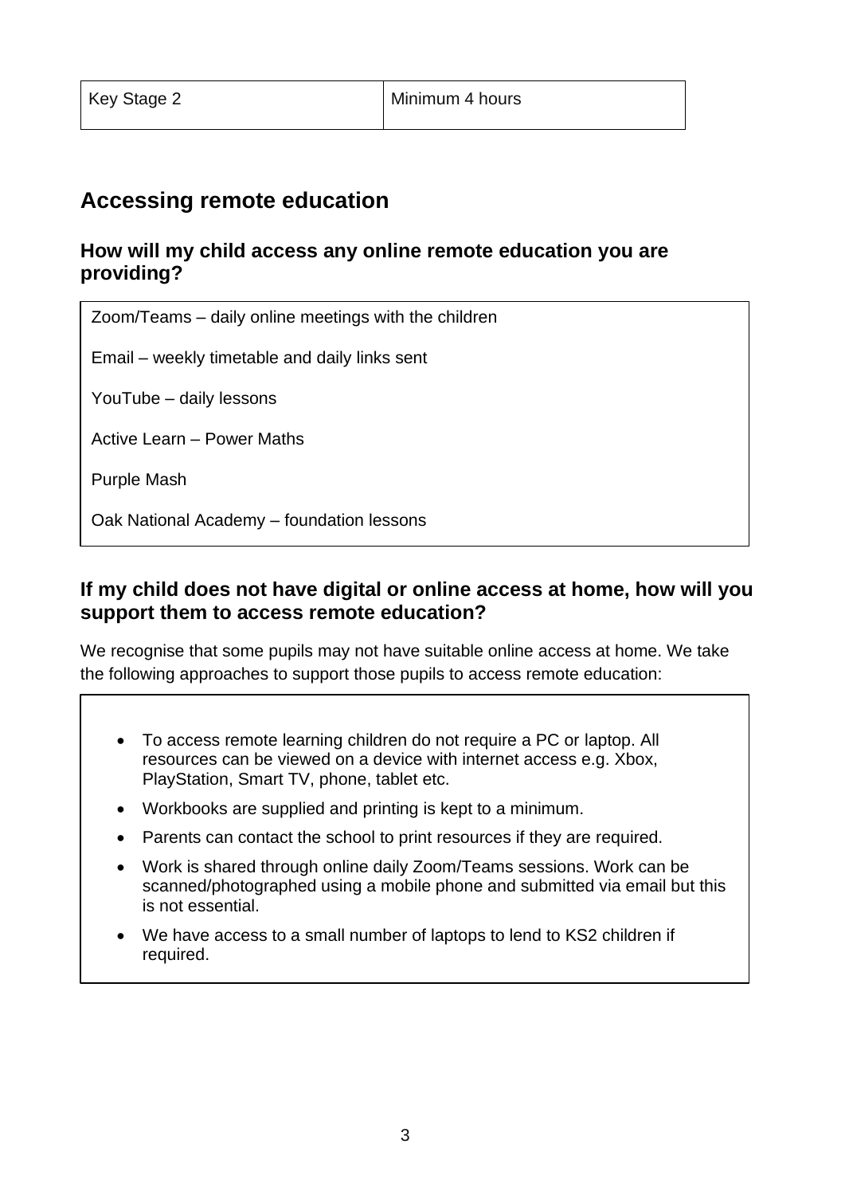| Key Stage 2 | Minimum 4 hours |
|---|---|

## Accessing remote education

### How will my child access any online remote education you are providing?

Zoom/Teams – daily online meetings with the children

Email – weekly timetable and daily links sent

YouTube – daily lessons

Active Learn – Power Maths

Purple Mash

Oak National Academy – foundation lessons

### If my child does not have digital or online access at home, how will you support them to access remote education?

We recognise that some pupils may not have suitable online access at home. We take the following approaches to support those pupils to access remote education:

- To access remote learning children do not require a PC or laptop. All resources can be viewed on a device with internet access e.g. Xbox, PlayStation, Smart TV, phone, tablet etc.
- Workbooks are supplied and printing is kept to a minimum.
- Parents can contact the school to print resources if they are required.
- Work is shared through online daily Zoom/Teams sessions. Work can be scanned/photographed using a mobile phone and submitted via email but this is not essential.
- We have access to a small number of laptops to lend to KS2 children if required.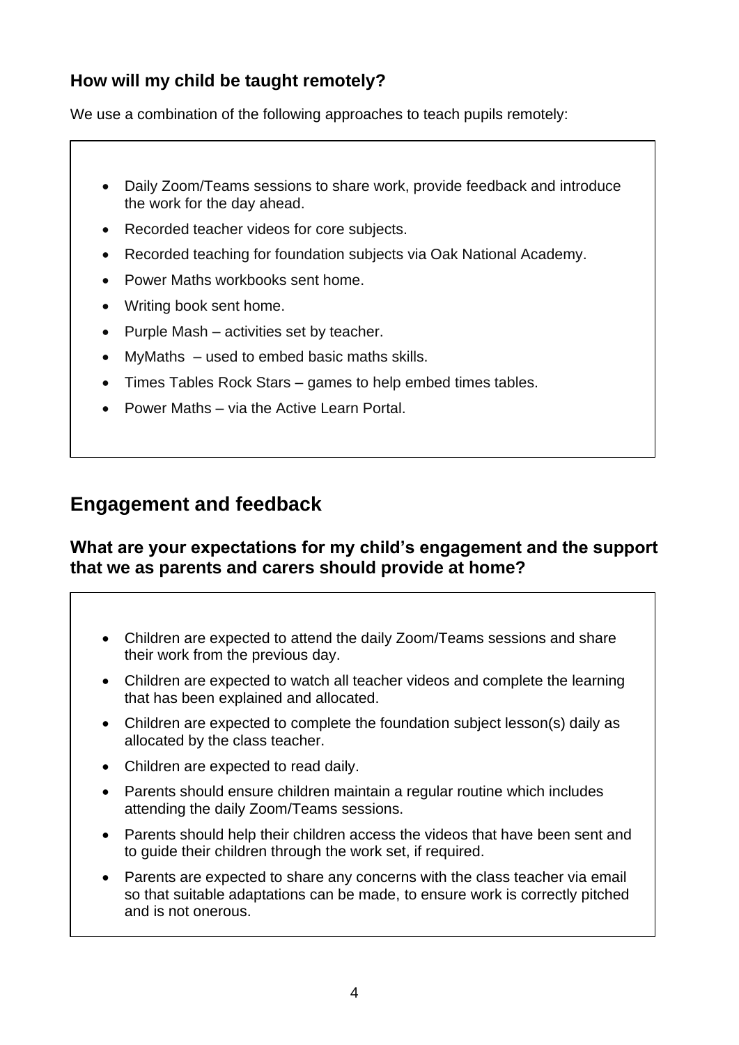### How will my child be taught remotely?

We use a combination of the following approaches to teach pupils remotely:

- Daily Zoom/Teams sessions to share work, provide feedback and introduce the work for the day ahead.
- Recorded teacher videos for core subjects.
- Recorded teaching for foundation subjects via Oak National Academy.
- Power Maths workbooks sent home.
- Writing book sent home.
- Purple Mash – activities set by teacher.
- MyMaths – used to embed basic maths skills.
- Times Tables Rock Stars – games to help embed times tables.
- Power Maths – via the Active Learn Portal.

## Engagement and feedback

### What are your expectations for my child's engagement and the support that we as parents and carers should provide at home?

- Children are expected to attend the daily Zoom/Teams sessions and share their work from the previous day.
- Children are expected to watch all teacher videos and complete the learning that has been explained and allocated.
- Children are expected to complete the foundation subject lesson(s) daily as allocated by the class teacher.
- Children are expected to read daily.
- Parents should ensure children maintain a regular routine which includes attending the daily Zoom/Teams sessions.
- Parents should help their children access the videos that have been sent and to guide their children through the work set, if required.
- Parents are expected to share any concerns with the class teacher via email so that suitable adaptations can be made, to ensure work is correctly pitched and is not onerous.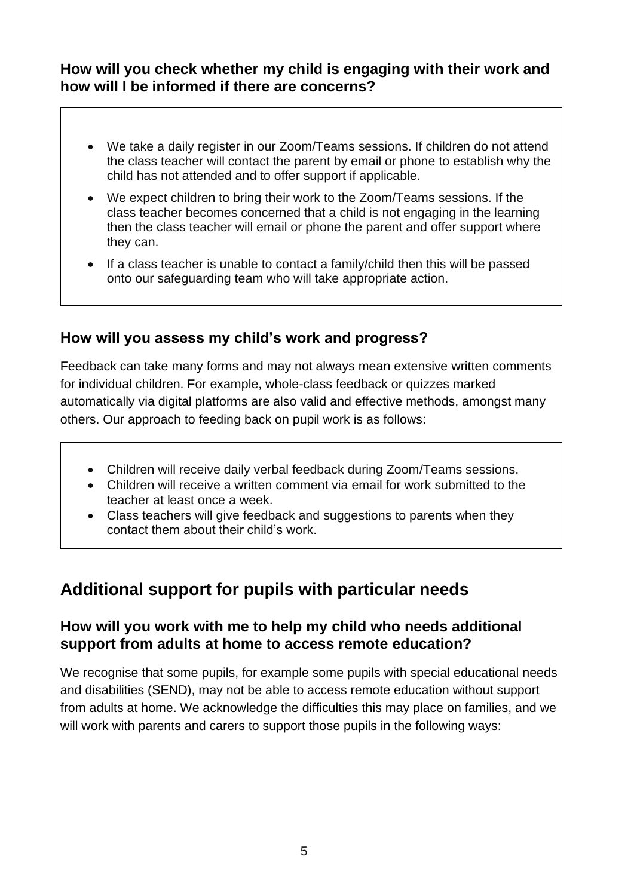### How will you check whether my child is engaging with their work and how will I be informed if there are concerns?

- We take a daily register in our Zoom/Teams sessions. If children do not attend the class teacher will contact the parent by email or phone to establish why the child has not attended and to offer support if applicable.
- We expect children to bring their work to the Zoom/Teams sessions. If the class teacher becomes concerned that a child is not engaging in the learning then the class teacher will email or phone the parent and offer support where they can.
- If a class teacher is unable to contact a family/child then this will be passed onto our safeguarding team who will take appropriate action.

### How will you assess my child's work and progress?

Feedback can take many forms and may not always mean extensive written comments for individual children. For example, whole-class feedback or quizzes marked automatically via digital platforms are also valid and effective methods, amongst many others. Our approach to feeding back on pupil work is as follows:

- Children will receive daily verbal feedback during Zoom/Teams sessions.
- Children will receive a written comment via email for work submitted to the teacher at least once a week.
- Class teachers will give feedback and suggestions to parents when they contact them about their child's work.

## Additional support for pupils with particular needs

### How will you work with me to help my child who needs additional support from adults at home to access remote education?

We recognise that some pupils, for example some pupils with special educational needs and disabilities (SEND), may not be able to access remote education without support from adults at home. We acknowledge the difficulties this may place on families, and we will work with parents and carers to support those pupils in the following ways: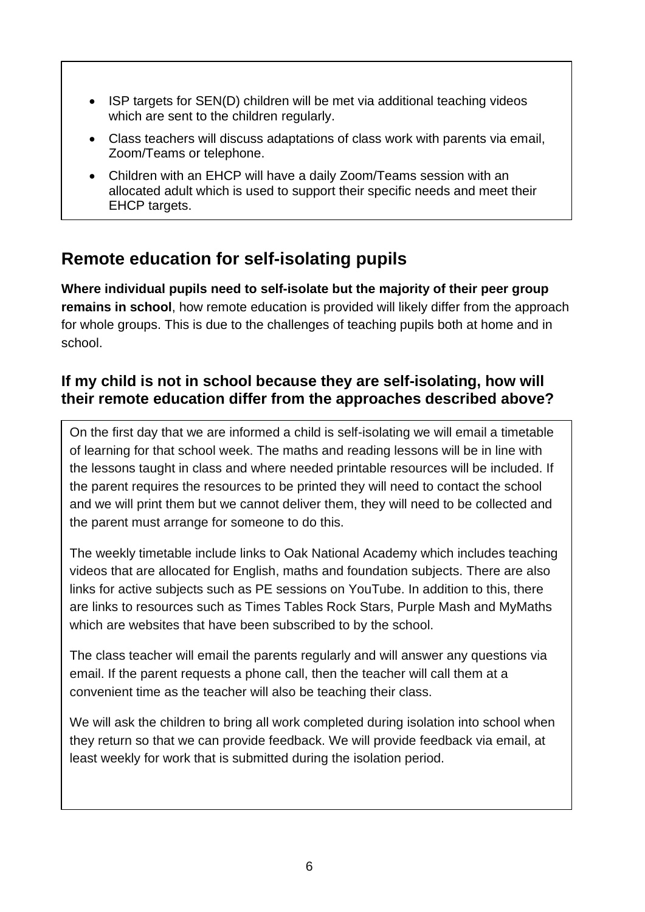- ISP targets for SEN(D) children will be met via additional teaching videos which are sent to the children regularly.
- Class teachers will discuss adaptations of class work with parents via email, Zoom/Teams or telephone.
- Children with an EHCP will have a daily Zoom/Teams session with an allocated adult which is used to support their specific needs and meet their EHCP targets.

## Remote education for self-isolating pupils

**Where individual pupils need to self-isolate but the majority of their peer group remains in school**, how remote education is provided will likely differ from the approach for whole groups. This is due to the challenges of teaching pupils both at home and in school.

### If my child is not in school because they are self-isolating, how will their remote education differ from the approaches described above?

On the first day that we are informed a child is self-isolating we will email a timetable of learning for that school week. The maths and reading lessons will be in line with the lessons taught in class and where needed printable resources will be included. If the parent requires the resources to be printed they will need to contact the school and we will print them but we cannot deliver them, they will need to be collected and the parent must arrange for someone to do this.

The weekly timetable include links to Oak National Academy which includes teaching videos that are allocated for English, maths and foundation subjects. There are also links for active subjects such as PE sessions on YouTube. In addition to this, there are links to resources such as Times Tables Rock Stars, Purple Mash and MyMaths which are websites that have been subscribed to by the school.

The class teacher will email the parents regularly and will answer any questions via email. If the parent requests a phone call, then the teacher will call them at a convenient time as the teacher will also be teaching their class.

We will ask the children to bring all work completed during isolation into school when they return so that we can provide feedback. We will provide feedback via email, at least weekly for work that is submitted during the isolation period.